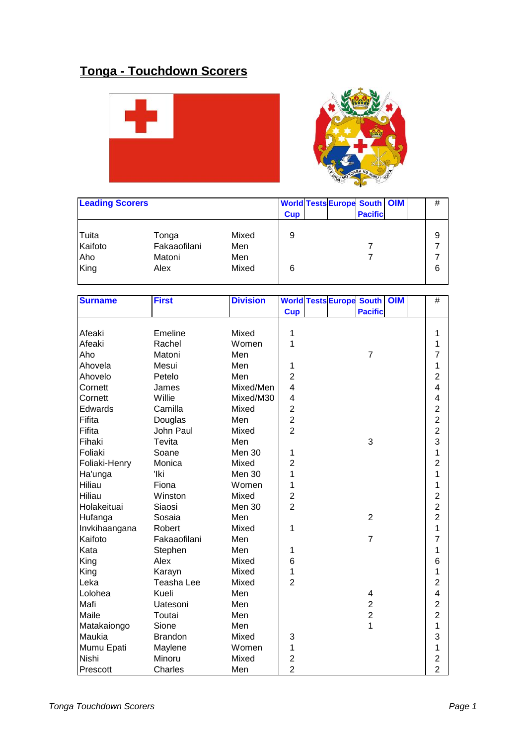# Tonga - Touchdown Scorers

| Leading Scorers | | | World Cup | Tests | Europe | South Pacific | OIM | | # |
|---|---|---|---|---|---|---|---|---|---|
| Tuita | Tonga | Mixed | 9 | | | | | | 9 |
| Kaifoto | Fakaaofilani | Men | | | | 7 | | | 7 |
| Aho | Matoni | Men | | | | 7 | | | 7 |
| King | Alex | Mixed | 6 | | | | | | 6 |

| Surname | First | Division | World Cup | Tests | Europe | South Pacific | OIM | | # |
|---|---|---|---|---|---|---|---|---|---|
| Afeaki | Emeline | Mixed | 1 | | | | | | 1 |
| Afeaki | Rachel | Women | 1 | | | | | | 1 |
| Aho | Matoni | Men | | | | 7 | | | 7 |
| Ahovela | Mesui | Men | 1 | | | | | | 1 |
| Ahovelo | Petelo | Men | 2 | | | | | | 2 |
| Cornett | James | Mixed/Men | 4 | | | | | | 4 |
| Cornett | Willie | Mixed/M30 | 4 | | | | | | 4 |
| Edwards | Camilla | Mixed | 2 | | | | | | 2 |
| Fifita | Douglas | Men | 2 | | | | | | 2 |
| Fifita | John Paul | Mixed | 2 | | | | | | 2 |
| Fihaki | Tevita | Men | | | | 3 | | | 3 |
| Foliaki | Soane | Men 30 | 1 | | | | | | 1 |
| Foliaki-Henry | Monica | Mixed | 2 | | | | | | 2 |
| Ha'unga | 'Iki | Men 30 | 1 | | | | | | 1 |
| Hiliau | Fiona | Women | 1 | | | | | | 1 |
| Hiliau | Winston | Mixed | 2 | | | | | | 2 |
| Holakeituai | Siaosi | Men 30 | 2 | | | | | | 2 |
| Hufanga | Sosaia | Men | | | | 2 | | | 2 |
| Invkihaangana | Robert | Mixed | 1 | | | | | | 1 |
| Kaifoto | Fakaaofilani | Men | | | | 7 | | | 7 |
| Kata | Stephen | Men | 1 | | | | | | 1 |
| King | Alex | Mixed | 6 | | | | | | 6 |
| King | Karayn | Mixed | 1 | | | | | | 1 |
| Leka | Teasha Lee | Mixed | 2 | | | | | | 2 |
| Lolohea | Kueli | Men | | | | 4 | | | 4 |
| Mafi | Uatesoni | Men | | | | 2 | | | 2 |
| Maile | Toutai | Men | | | | 2 | | | 2 |
| Matakaiongo | Sione | Men | | | | 1 | | | 1 |
| Maukia | Brandon | Mixed | 3 | | | | | | 3 |
| Mumu Epati | Maylene | Women | 1 | | | | | | 1 |
| Nishi | Minoru | Mixed | 2 | | | | | | 2 |
| Prescott | Charles | Men | 2 | | | | | | 2 |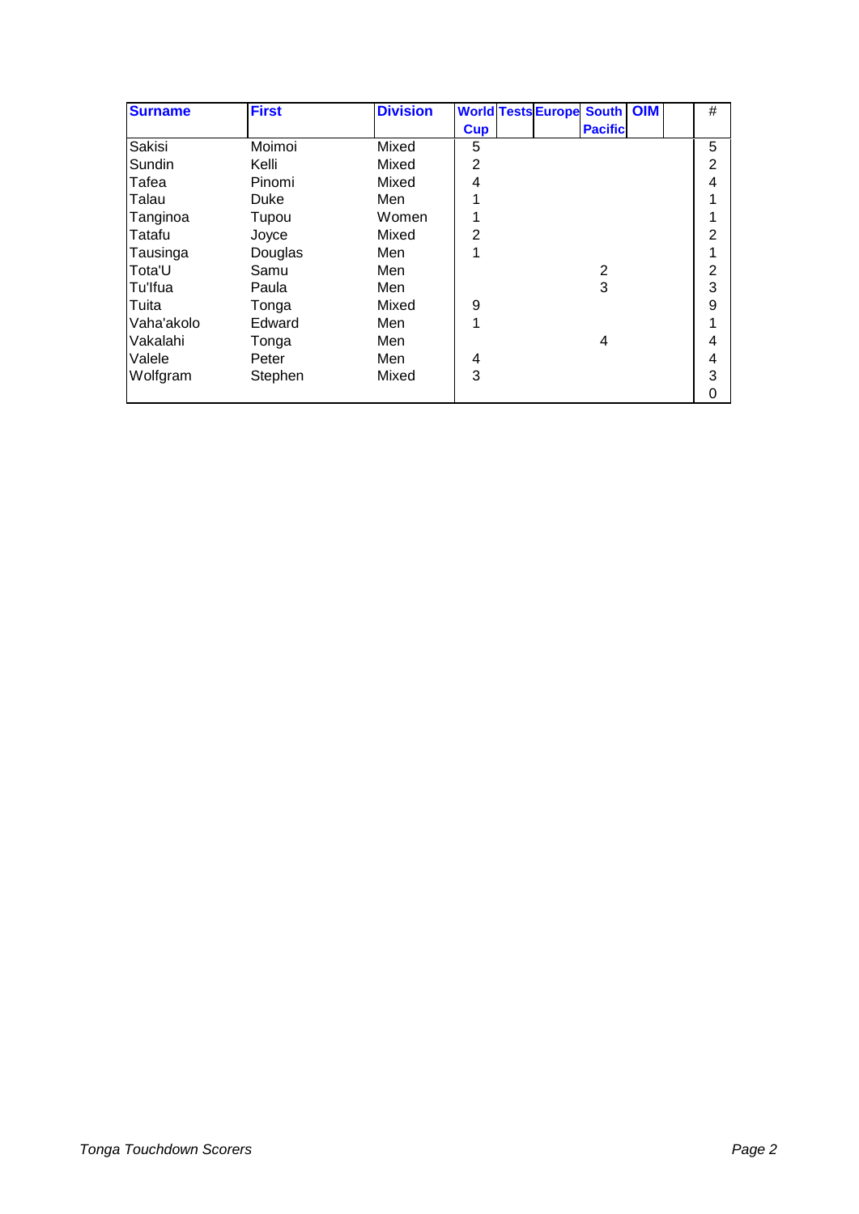| Surname | First | Division | World Cup | Tests | Europe | South Pacific | OIM | | # |
|---|---|---|---|---|---|---|---|---|---|
| Sakisi | Moimoi | Mixed | 5 | | | | | | 5 |
| Sundin | Kelli | Mixed | 2 | | | | | | 2 |
| Tafea | Pinomi | Mixed | 4 | | | | | | 4 |
| Talau | Duke | Men | 1 | | | | | | 1 |
| Tanginoa | Tupou | Women | 1 | | | | | | 1 |
| Tatafu | Joyce | Mixed | 2 | | | | | | 2 |
| Tausinga | Douglas | Men | 1 | | | | | | 1 |
| Tota'U | Samu | Men | | | | 2 | | | 2 |
| Tu'Ifua | Paula | Men | | | | 3 | | | 3 |
| Tuita | Tonga | Mixed | 9 | | | | | | 9 |
| Vaha'akolo | Edward | Men | 1 | | | | | | 1 |
| Vakalahi | Tonga | Men | | | | 4 | | | 4 |
| Valele | Peter | Men | 4 | | | | | | 4 |
| Wolfgram | Stephen | Mixed | 3 | | | | | | 3 |
| | | | | | | | | | 0 |